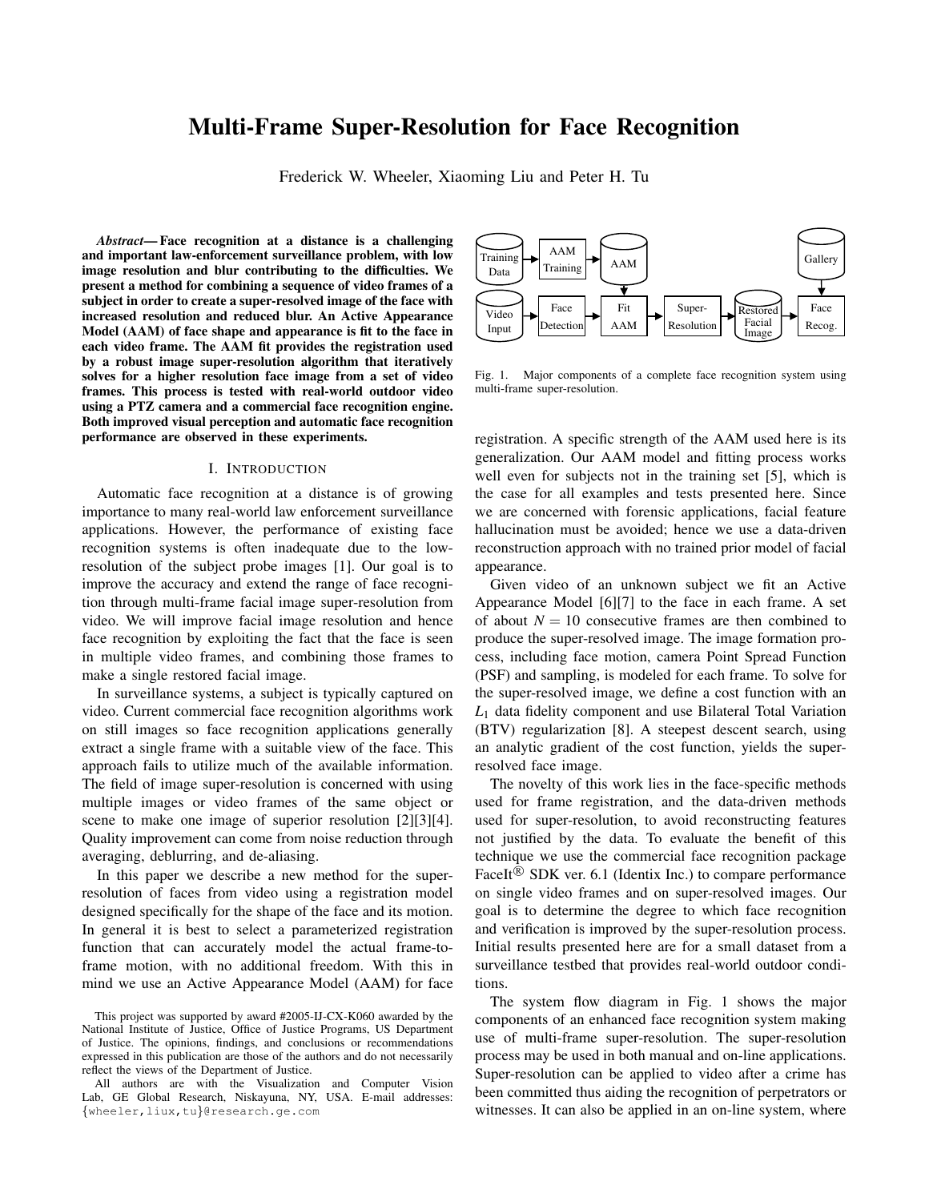# Multi-Frame Super-Resolution for Face Recognition

Frederick W. Wheeler, Xiaoming Liu and Peter H. Tu

***Abstract*— Face recognition at a distance is a challenging and important law-enforcement surveillance problem, with low image resolution and blur contributing to the difficulties. We present a method for combining a sequence of video frames of a subject in order to create a super-resolved image of the face with increased resolution and reduced blur. An Active Appearance Model (AAM) of face shape and appearance is fit to the face in each video frame. The AAM fit provides the registration used by a robust image super-resolution algorithm that iteratively solves for a higher resolution face image from a set of video frames. This process is tested with real-world outdoor video using a PTZ camera and a commercial face recognition engine. Both improved visual perception and automatic face recognition performance are observed in these experiments.**

## I. Introduction

Automatic face recognition at a distance is of growing importance to many real-world law enforcement surveillance applications. However, the performance of existing face recognition systems is often inadequate due to the low-resolution of the subject probe images [1]. Our goal is to improve the accuracy and extend the range of face recognition through multi-frame facial image super-resolution from video. We will improve facial image resolution and hence face recognition by exploiting the fact that the face is seen in multiple video frames, and combining those frames to make a single restored facial image.

In surveillance systems, a subject is typically captured on video. Current commercial face recognition algorithms work on still images so face recognition applications generally extract a single frame with a suitable view of the face. This approach fails to utilize much of the available information. The field of image super-resolution is concerned with using multiple images or video frames of the same object or scene to make one image of superior resolution [2][3][4]. Quality improvement can come from noise reduction through averaging, deblurring, and de-aliasing.

In this paper we describe a new method for the super-resolution of faces from video using a registration model designed specifically for the shape of the face and its motion. In general it is best to select a parameterized registration function that can accurately model the actual frame-to-frame motion, with no additional freedom. With this in mind we use an Active Appearance Model (AAM) for face registration. A specific strength of the AAM used here is its generalization. Our AAM model and fitting process works well even for subjects not in the training set [5], which is the case for all examples and tests presented here. Since we are concerned with forensic applications, facial feature hallucination must be avoided; hence we use a data-driven reconstruction approach with no trained prior model of facial appearance.

Training Data → AAM Training → AAM

Video Input → Face Detection → Fit AAM → Super-Resolution → Restored Facial Image → Face Recog.

Gallery

Fig. 1. Major components of a complete face recognition system using multi-frame super-resolution.

Given video of an unknown subject we fit an Active Appearance Model [6][7] to the face in each frame. A set of about $N = 10$ consecutive frames are then combined to produce the super-resolved image. The image formation process, including face motion, camera Point Spread Function (PSF) and sampling, is modeled for each frame. To solve for the super-resolved image, we define a cost function with an $L_1$ data fidelity component and use Bilateral Total Variation (BTV) regularization [8]. A steepest descent search, using an analytic gradient of the cost function, yields the super-resolved face image.

The novelty of this work lies in the face-specific methods used for frame registration, and the data-driven methods used for super-resolution, to avoid reconstructing features not justified by the data. To evaluate the benefit of this technique we use the commercial face recognition package FaceIt® SDK ver. 6.1 (Identix Inc.) to compare performance on single video frames and on super-resolved images. Our goal is to determine the degree to which face recognition and verification is improved by the super-resolution process. Initial results presented here are for a small dataset from a surveillance testbed that provides real-world outdoor conditions.

The system flow diagram in Fig. 1 shows the major components of an enhanced face recognition system making use of multi-frame super-resolution. The super-resolution process may be used in both manual and on-line applications. Super-resolution can be applied to video after a crime has been committed thus aiding the recognition of perpetrators or witnesses. It can also be applied in an on-line system, where

This project was supported by award #2005-IJ-CX-K060 awarded by the National Institute of Justice, Office of Justice Programs, US Department of Justice. The opinions, findings, and conclusions or recommendations expressed in this publication are those of the authors and do not necessarily reflect the views of the Department of Justice.

All authors are with the Visualization and Computer Vision Lab, GE Global Research, Niskayuna, NY, USA. E-mail addresses: {wheeler,liux,tu}@research.ge.com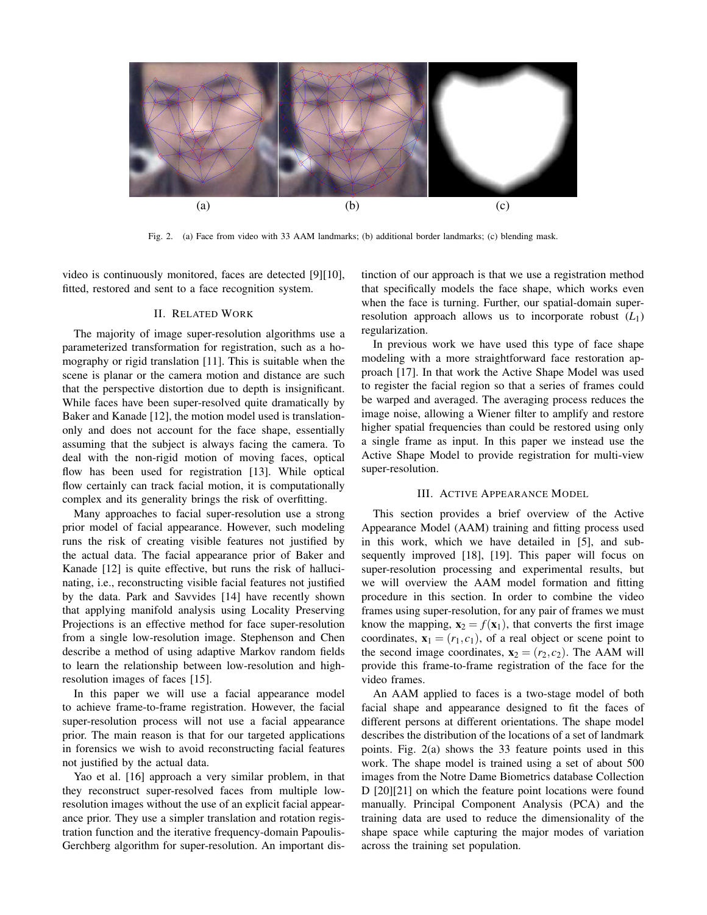Fig. 2. (a) Face from video with 33 AAM landmarks; (b) additional border landmarks; (c) blending mask.

video is continuously monitored, faces are detected [9][10], fitted, restored and sent to a face recognition system.

## II. Related Work

The majority of image super-resolution algorithms use a parameterized transformation for registration, such as a homography or rigid translation [11]. This is suitable when the scene is planar or the camera motion and distance are such that the perspective distortion due to depth is insignificant. While faces have been super-resolved quite dramatically by Baker and Kanade [12], the motion model used is translation-only and does not account for the face shape, essentially assuming that the subject is always facing the camera. To deal with the non-rigid motion of moving faces, optical flow has been used for registration [13]. While optical flow certainly can track facial motion, it is computationally complex and its generality brings the risk of overfitting.

Many approaches to facial super-resolution use a strong prior model of facial appearance. However, such modeling runs the risk of creating visible features not justified by the actual data. The facial appearance prior of Baker and Kanade [12] is quite effective, but runs the risk of hallucinating, i.e., reconstructing visible facial features not justified by the data. Park and Savvides [14] have recently shown that applying manifold analysis using Locality Preserving Projections is an effective method for face super-resolution from a single low-resolution image. Stephenson and Chen describe a method of using adaptive Markov random fields to learn the relationship between low-resolution and high-resolution images of faces [15].

In this paper we will use a facial appearance model to achieve frame-to-frame registration. However, the facial super-resolution process will not use a facial appearance prior. The main reason is that for our targeted applications in forensics we wish to avoid reconstructing facial features not justified by the actual data.

Yao et al. [16] approach a very similar problem, in that they reconstruct super-resolved faces from multiple low-resolution images without the use of an explicit facial appearance prior. They use a simpler translation and rotation registration function and the iterative frequency-domain Papoulis-Gerchberg algorithm for super-resolution. An important distinction of our approach is that we use a registration method that specifically models the face shape, which works even when the face is turning. Further, our spatial-domain super-resolution approach allows us to incorporate robust ($L_1$) regularization.

In previous work we have used this type of face shape modeling with a more straightforward face restoration approach [17]. In that work the Active Shape Model was used to register the facial region so that a series of frames could be warped and averaged. The averaging process reduces the image noise, allowing a Wiener filter to amplify and restore higher spatial frequencies than could be restored using only a single frame as input. In this paper we instead use the Active Shape Model to provide registration for multi-view super-resolution.

## III. Active Appearance Model

This section provides a brief overview of the Active Appearance Model (AAM) training and fitting process used in this work, which we have detailed in [5], and subsequently improved [18], [19]. This paper will focus on super-resolution processing and experimental results, but we will overview the AAM model formation and fitting procedure in this section. In order to combine the video frames using super-resolution, for any pair of frames we must know the mapping, $\mathbf{x}_2 = f(\mathbf{x}_1)$, that converts the first image coordinates, $\mathbf{x}_1 = (r_1, c_1)$, of a real object or scene point to the second image coordinates, $\mathbf{x}_2 = (r_2, c_2)$. The AAM will provide this frame-to-frame registration of the face for the video frames.

An AAM applied to faces is a two-stage model of both facial shape and appearance designed to fit the faces of different persons at different orientations. The shape model describes the distribution of the locations of a set of landmark points. Fig. 2(a) shows the 33 feature points used in this work. The shape model is trained using a set of about 500 images from the Notre Dame Biometrics database Collection D [20][21] on which the feature point locations were found manually. Principal Component Analysis (PCA) and the training data are used to reduce the dimensionality of the shape space while capturing the major modes of variation across the training set population.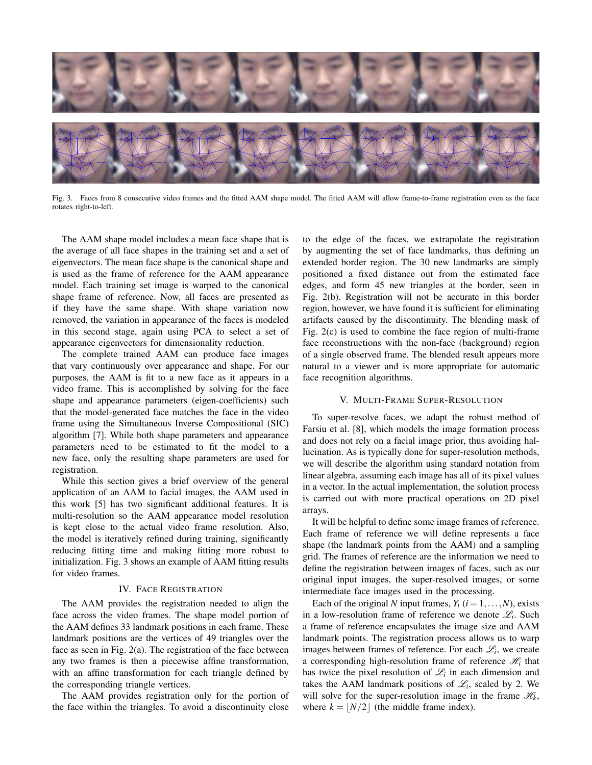Fig. 3. Faces from 8 consecutive video frames and the fitted AAM shape model. The fitted AAM will allow frame-to-frame registration even as the face rotates right-to-left.

The AAM shape model includes a mean face shape that is the average of all face shapes in the training set and a set of eigenvectors. The mean face shape is the canonical shape and is used as the frame of reference for the AAM appearance model. Each training set image is warped to the canonical shape frame of reference. Now, all faces are presented as if they have the same shape. With shape variation now removed, the variation in appearance of the faces is modeled in this second stage, again using PCA to select a set of appearance eigenvectors for dimensionality reduction.

The complete trained AAM can produce face images that vary continuously over appearance and shape. For our purposes, the AAM is fit to a new face as it appears in a video frame. This is accomplished by solving for the face shape and appearance parameters (eigen-coefficients) such that the model-generated face matches the face in the video frame using the Simultaneous Inverse Compositional (SIC) algorithm [7]. While both shape parameters and appearance parameters need to be estimated to fit the model to a new face, only the resulting shape parameters are used for registration.

While this section gives a brief overview of the general application of an AAM to facial images, the AAM used in this work [5] has two significant additional features. It is multi-resolution so the AAM appearance model resolution is kept close to the actual video frame resolution. Also, the model is iteratively refined during training, significantly reducing fitting time and making fitting more robust to initialization. Fig. 3 shows an example of AAM fitting results for video frames.

## IV. Face Registration

The AAM provides the registration needed to align the face across the video frames. The shape model portion of the AAM defines 33 landmark positions in each frame. These landmark positions are the vertices of 49 triangles over the face as seen in Fig. 2(a). The registration of the face between any two frames is then a piecewise affine transformation, with an affine transformation for each triangle defined by the corresponding triangle vertices.

The AAM provides registration only for the portion of the face within the triangles. To avoid a discontinuity close to the edge of the faces, we extrapolate the registration by augmenting the set of face landmarks, thus defining an extended border region. The 30 new landmarks are simply positioned a fixed distance out from the estimated face edges, and form 45 new triangles at the border, seen in Fig. 2(b). Registration will not be accurate in this border region, however, we have found it is sufficient for eliminating artifacts caused by the discontinuity. The blending mask of Fig. 2(c) is used to combine the face region of multi-frame face reconstructions with the non-face (background) region of a single observed frame. The blended result appears more natural to a viewer and is more appropriate for automatic face recognition algorithms.

## V. Multi-Frame Super-Resolution

To super-resolve faces, we adapt the robust method of Farsiu et al. [8], which models the image formation process and does not rely on a facial image prior, thus avoiding hallucination. As is typically done for super-resolution methods, we will describe the algorithm using standard notation from linear algebra, assuming each image has all of its pixel values in a vector. In the actual implementation, the solution process is carried out with more practical operations on 2D pixel arrays.

It will be helpful to define some image frames of reference. Each frame of reference we will define represents a face shape (the landmark points from the AAM) and a sampling grid. The frames of reference are the information we need to define the registration between images of faces, such as our original input images, the super-resolved images, or some intermediate face images used in the processing.

Each of the original $N$ input frames, $Y_i$ ($i = 1, \ldots, N$), exists in a low-resolution frame of reference we denote $\mathscr{L}_i$. Such a frame of reference encapsulates the image size and AAM landmark points. The registration process allows us to warp images between frames of reference. For each $\mathscr{L}_i$, we create a corresponding high-resolution frame of reference $\mathscr{H}_i$ that has twice the pixel resolution of $\mathscr{L}_i$ in each dimension and takes the AAM landmark positions of $\mathscr{L}_i$, scaled by 2. We will solve for the super-resolution image in the frame $\mathscr{H}_k$, where $k = \lfloor N/2 \rfloor$ (the middle frame index).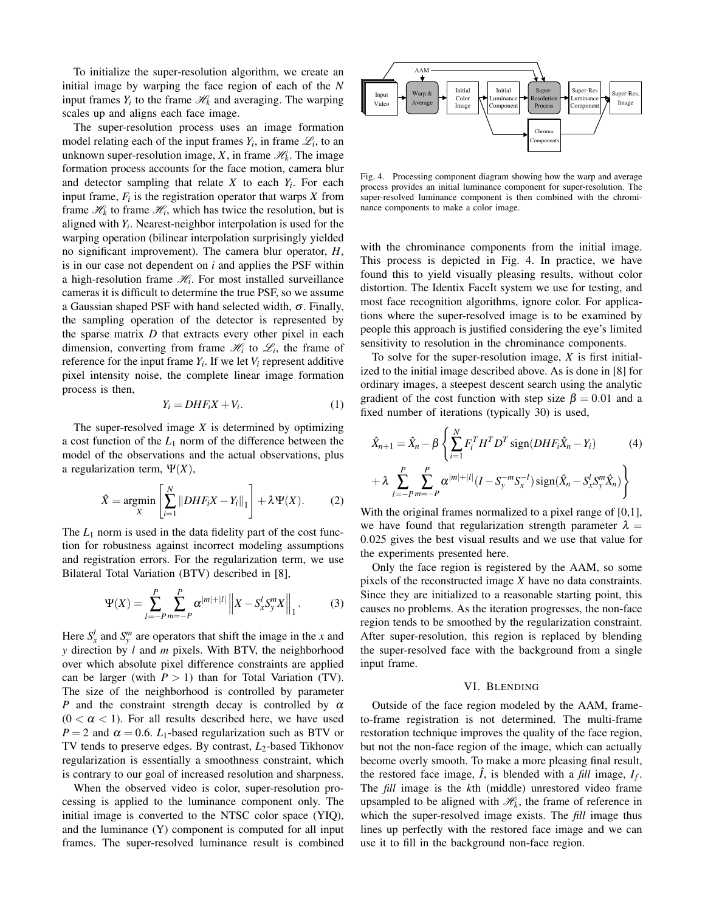To initialize the super-resolution algorithm, we create an initial image by warping the face region of each of the $N$ input frames $Y_i$ to the frame $\mathscr{H}_k$ and averaging. The warping scales up and aligns each face image.

The super-resolution process uses an image formation model relating each of the input frames $Y_i$, in frame $\mathscr{L}_i$, to an unknown super-resolution image, $X$, in frame $\mathscr{H}_k$. The image formation process accounts for the face motion, camera blur and detector sampling that relate $X$ to each $Y_i$. For each input frame, $F_i$ is the registration operator that warps $X$ from frame $\mathscr{H}_k$ to frame $\mathscr{H}_i$, which has twice the resolution, but is aligned with $Y_i$. Nearest-neighbor interpolation is used for the warping operation (bilinear interpolation surprisingly yielded no significant improvement). The camera blur operator, $H$, is in our case not dependent on $i$ and applies the PSF within a high-resolution frame $\mathscr{H}_i$. For most installed surveillance cameras it is difficult to determine the true PSF, so we assume a Gaussian shaped PSF with hand selected width, $\sigma$. Finally, the sampling operation of the detector is represented by the sparse matrix $D$ that extracts every other pixel in each dimension, converting from frame $\mathscr{H}_i$ to $\mathscr{L}_i$, the frame of reference for the input frame $Y_i$. If we let $V_i$ represent additive pixel intensity noise, the complete linear image formation process is then,

$$Y_i = DHF_iX + V_i. \tag{1}$$

The super-resolved image $X$ is determined by optimizing a cost function of the $L_1$ norm of the difference between the model of the observations and the actual observations, plus a regularization term, $\Psi(X)$,

$$\hat{X} = \underset{X}{\operatorname{argmin}} \left[ \sum_{i=1}^{N} \left\| DHF_iX - Y_i \right\|_1 \right] + \lambda \Psi(X). \tag{2}$$

The $L_1$ norm is used in the data fidelity part of the cost function for robustness against incorrect modeling assumptions and registration errors. For the regularization term, we use Bilateral Total Variation (BTV) described in [8],

$$\Psi(X) = \sum_{l=-P}^{P} \sum_{m=-P}^{P} \alpha^{|m|+|l|} \left\| X - S_x^l S_y^m X \right\|_1. \tag{3}$$

Here $S_x^l$ and $S_y^m$ are operators that shift the image in the $x$ and $y$ direction by $l$ and $m$ pixels. With BTV, the neighborhood over which absolute pixel difference constraints are applied can be larger (with $P > 1$) than for Total Variation (TV). The size of the neighborhood is controlled by parameter $P$ and the constraint strength decay is controlled by $\alpha$ ($0 < \alpha < 1$). For all results described here, we have used $P = 2$ and $\alpha = 0.6$. $L_1$-based regularization such as BTV or TV tends to preserve edges. By contrast, $L_2$-based Tikhonov regularization is essentially a smoothness constraint, which is contrary to our goal of increased resolution and sharpness.

When the observed video is color, super-resolution processing is applied to the luminance component only. The initial image is converted to the NTSC color space (YIQ), and the luminance (Y) component is computed for all input frames. The super-resolved luminance result is combined with the chrominance components from the initial image. This process is depicted in Fig. 4. In practice, we have found this to yield visually pleasing results, without color distortion. The Identix FaceIt system we use for testing, and most face recognition algorithms, ignore color. For applications where the super-resolved image is to be examined by people this approach is justified considering the eye's limited sensitivity to resolution in the chrominance components.

Fig. 4. Processing component diagram showing how the warp and average process provides an initial luminance component for super-resolution. The super-resolved luminance component is then combined with the chrominance components to make a color image.

To solve for the super-resolution image, $X$ is first initialized to the initial image described above. As is done in [8] for ordinary images, a steepest descent search using the analytic gradient of the cost function with step size $\beta = 0.01$ and a fixed number of iterations (typically 30) is used,

$$\hat{X}_{n+1} = \hat{X}_n - \beta \left\{ \sum_{i=1}^{N} F_i^T H^T D^T \operatorname{sign}(DHF_i\hat{X}_n - Y_i) \right. \tag{4}$$

$$\left. + \lambda \sum_{l=-P}^{P} \sum_{m=-P}^{P} \alpha^{|m|+|l|} (I - S_y^{-m} S_x^{-l}) \operatorname{sign}(\hat{X}_n - S_x^l S_y^m \hat{X}_n) \right\}$$

With the original frames normalized to a pixel range of [0,1], we have found that regularization strength parameter $\lambda = 0.025$ gives the best visual results and we use that value for the experiments presented here.

Only the face region is registered by the AAM, so some pixels of the reconstructed image $X$ have no data constraints. Since they are initialized to a reasonable starting point, this causes no problems. As the iteration progresses, the non-face region tends to be smoothed by the regularization constraint. After super-resolution, this region is replaced by blending the super-resolved face with the background from a single input frame.

## VI. Blending

Outside of the face region modeled by the AAM, frame-to-frame registration is not determined. The multi-frame restoration technique improves the quality of the face region, but not the non-face region of the image, which can actually become overly smooth. To make a more pleasing final result, the restored face image, $\hat{I}$, is blended with a *fill* image, $I_f$. The *fill* image is the $k$th (middle) unrestored video frame upsampled to be aligned with $\mathscr{H}_k$, the frame of reference in which the super-resolved image exists. The *fill* image thus lines up perfectly with the restored face image and we can use it to fill in the background non-face region.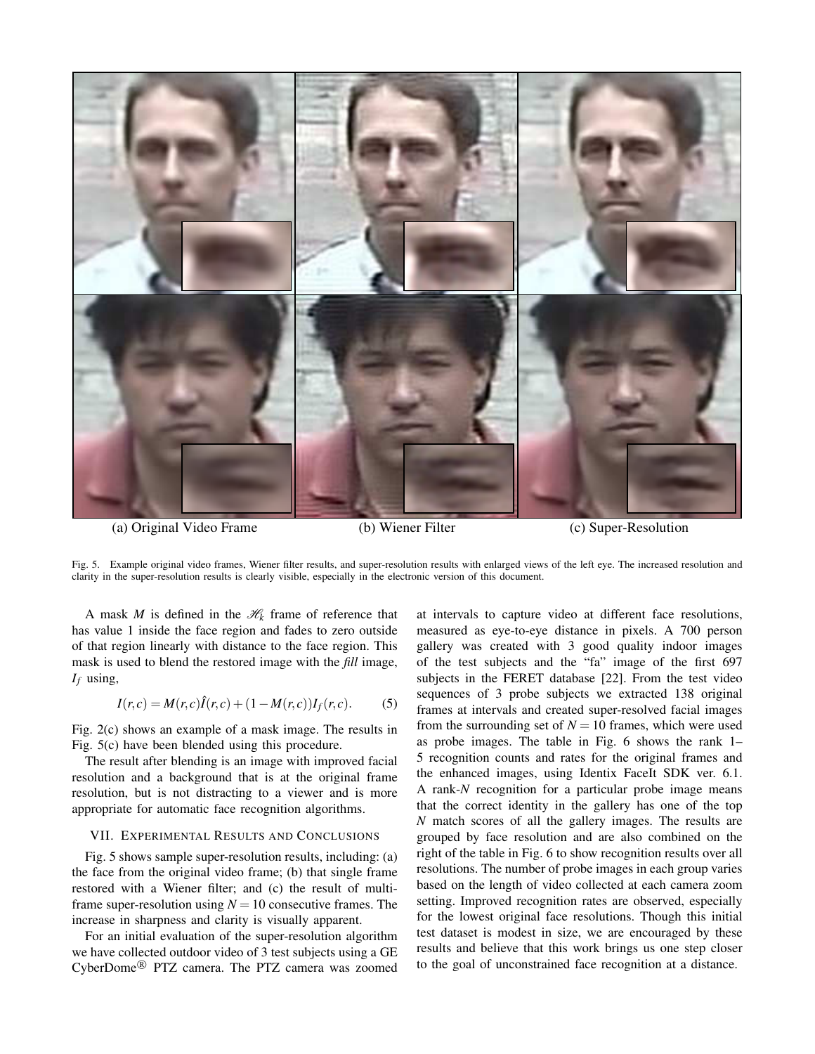(a) Original Video Frame (b) Wiener Filter (c) Super-Resolution

Fig. 5. Example original video frames, Wiener filter results, and super-resolution results with enlarged views of the left eye. The increased resolution and clarity in the super-resolution results is clearly visible, especially in the electronic version of this document.

A mask $M$ is defined in the $\mathscr{H}_k$ frame of reference that has value 1 inside the face region and fades to zero outside of that region linearly with distance to the face region. This mask is used to blend the restored image with the *fill* image, $I_f$ using,

$$I(r,c) = M(r,c)\hat{I}(r,c) + (1 - M(r,c))I_f(r,c). \quad (5)$$

Fig. 2(c) shows an example of a mask image. The results in Fig. 5(c) have been blended using this procedure.

The result after blending is an image with improved facial resolution and a background that is at the original frame resolution, but is not distracting to a viewer and is more appropriate for automatic face recognition algorithms.

## VII. Experimental Results and Conclusions

Fig. 5 shows sample super-resolution results, including: (a) the face from the original video frame; (b) that single frame restored with a Wiener filter; and (c) the result of multi-frame super-resolution using $N = 10$ consecutive frames. The increase in sharpness and clarity is visually apparent.

For an initial evaluation of the super-resolution algorithm we have collected outdoor video of 3 test subjects using a GE CyberDome® PTZ camera. The PTZ camera was zoomed at intervals to capture video at different face resolutions, measured as eye-to-eye distance in pixels. A 700 person gallery was created with 3 good quality indoor images of the test subjects and the "fa" image of the first 697 subjects in the FERET database [22]. From the test video sequences of 3 probe subjects we extracted 138 original frames at intervals and created super-resolved facial images from the surrounding set of $N = 10$ frames, which were used as probe images. The table in Fig. 6 shows the rank 1–5 recognition counts and rates for the original frames and the enhanced images, using Identix FaceIt SDK ver. 6.1. A rank-$N$ recognition for a particular probe image means that the correct identity in the gallery has one of the top $N$ match scores of all the gallery images. The results are grouped by face resolution and are also combined on the right of the table in Fig. 6 to show recognition results over all resolutions. The number of probe images in each group varies based on the length of video collected at each camera zoom setting. Improved recognition rates are observed, especially for the lowest original face resolutions. Though this initial test dataset is modest in size, we are encouraged by these results and believe that this work brings us one step closer to the goal of unconstrained face recognition at a distance.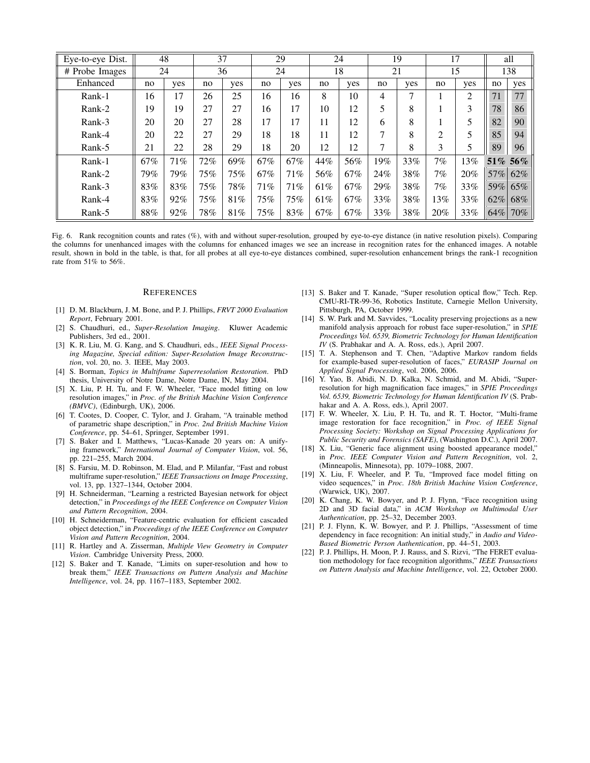| Eye-to-eye Dist. | 48 | | 37 | | 29 | | 24 | | 19 | | 17 | | all | |
|---|---|---|---|---|---|---|---|---|---|---|---|---|---|---|
| # Probe Images | 24 | | 36 | | 24 | | 18 | | 21 | | 15 | | 138 | |
| Enhanced | no | yes | no | yes | no | yes | no | yes | no | yes | no | yes | no | yes |
| Rank-1 | 16 | 17 | 26 | 25 | 16 | 16 | 8 | 10 | 4 | 7 | 1 | 2 | 71 | 77 |
| Rank-2 | 19 | 19 | 27 | 27 | 16 | 17 | 10 | 12 | 5 | 8 | 1 | 3 | 78 | 86 |
| Rank-3 | 20 | 20 | 27 | 28 | 17 | 17 | 11 | 12 | 6 | 8 | 1 | 5 | 82 | 90 |
| Rank-4 | 20 | 22 | 27 | 29 | 18 | 18 | 11 | 12 | 7 | 8 | 2 | 5 | 85 | 94 |
| Rank-5 | 21 | 22 | 28 | 29 | 18 | 20 | 12 | 12 | 7 | 8 | 3 | 5 | 89 | 96 |
| Rank-1 | 67% | 71% | 72% | 69% | 67% | 67% | 44% | 56% | 19% | 33% | 7% | 13% | **51%** | **56%** |
| Rank-2 | 79% | 79% | 75% | 75% | 67% | 71% | 56% | 67% | 24% | 38% | 7% | 20% | 57% | 62% |
| Rank-3 | 83% | 83% | 75% | 78% | 71% | 71% | 61% | 67% | 29% | 38% | 7% | 33% | 59% | 65% |
| Rank-4 | 83% | 92% | 75% | 81% | 75% | 75% | 61% | 67% | 33% | 38% | 13% | 33% | 62% | 68% |
| Rank-5 | 88% | 92% | 78% | 81% | 75% | 83% | 67% | 67% | 33% | 38% | 20% | 33% | 64% | 70% |

Fig. 6. Rank recognition counts and rates (%), with and without super-resolution, grouped by eye-to-eye distance (in native resolution pixels). Comparing the columns for unenhanced images with the columns for enhanced images we see an increase in recognition rates for the enhanced images. A notable result, shown in bold in the table, is that, for all probes at all eye-to-eye distances combined, super-resolution enhancement brings the rank-1 recognition rate from 51% to 56%.

## References

[1] D. M. Blackburn, J. M. Bone, and P. J. Phillips, *FRVT 2000 Evaluation Report*, February 2001.

[2] S. Chaudhuri, ed., *Super-Resolution Imaging*. Kluwer Academic Publishers, 3rd ed., 2001.

[3] K. R. Liu, M. G. Kang, and S. Chaudhuri, eds., *IEEE Signal Processing Magazine, Special edition: Super-Resolution Image Reconstruction*, vol. 20, no. 3. IEEE, May 2003.

[4] S. Borman, *Topics in Multiframe Superresolution Restoration*. PhD thesis, University of Notre Dame, Notre Dame, IN, May 2004.

[5] X. Liu, P. H. Tu, and F. W. Wheeler, "Face model fitting on low resolution images," in *Proc. of the British Machine Vision Conference (BMVC)*, (Edinburgh, UK), 2006.

[6] T. Cootes, D. Cooper, C. Tylor, and J. Graham, "A trainable method of parametric shape description," in *Proc. 2nd British Machine Vision Conference*, pp. 54–61, Springer, September 1991.

[7] S. Baker and I. Matthews, "Lucas-Kanade 20 years on: A unifying framework," *International Journal of Computer Vision*, vol. 56, pp. 221–255, March 2004.

[8] S. Farsiu, M. D. Robinson, M. Elad, and P. Milanfar, "Fast and robust multiframe super-resolution," *IEEE Transactions on Image Processing*, vol. 13, pp. 1327–1344, October 2004.

[9] H. Schneiderman, "Learning a restricted Bayesian network for object detection," in *Proceedings of the IEEE Conference on Computer Vision and Pattern Recognition*, 2004.

[10] H. Schneiderman, "Feature-centric evaluation for efficient cascaded object detection," in *Proceedings of the IEEE Conference on Computer Vision and Pattern Recognition*, 2004.

[11] R. Hartley and A. Zisserman, *Multiple View Geometry in Computer Vision*. Cambridge University Press, 2000.

[12] S. Baker and T. Kanade, "Limits on super-resolution and how to break them," *IEEE Transactions on Pattern Analysis and Machine Intelligence*, vol. 24, pp. 1167–1183, September 2002.

[13] S. Baker and T. Kanade, "Super resolution optical flow," Tech. Rep. CMU-RI-TR-99-36, Robotics Institute, Carnegie Mellon University, Pittsburgh, PA, October 1999.

[14] S. W. Park and M. Savvides, "Locality preserving projections as a new manifold analysis approach for robust face super-resolution," in *SPIE Proceedings Vol. 6539, Biometric Technology for Human Identification IV* (S. Prabhakar and A. A. Ross, eds.), April 2007.

[15] T. A. Stephenson and T. Chen, "Adaptive Markov random fields for example-based super-resolution of faces," *EURASIP Journal on Applied Signal Processing*, vol. 2006, 2006.

[16] Y. Yao, B. Abidi, N. D. Kalka, N. Schmid, and M. Abidi, "Super-resolution for high magnification face images," in *SPIE Proceedings Vol. 6539, Biometric Technology for Human Identification IV* (S. Prabhakar and A. A. Ross, eds.), April 2007.

[17] F. W. Wheeler, X. Liu, P. H. Tu, and R. T. Hoctor, "Multi-frame image restoration for face recognition," in *Proc. of IEEE Signal Processing Society: Workshop on Signal Processing Applications for Public Security and Forensics (SAFE)*, (Washington D.C.), April 2007.

[18] X. Liu, "Generic face alignment using boosted appearance model," in *Proc. IEEE Computer Vision and Pattern Recognition*, vol. 2, (Minneapolis, Minnesota), pp. 1079–1088, 2007.

[19] X. Liu, F. Wheeler, and P. Tu, "Improved face model fitting on video sequences," in *Proc. 18th British Machine Vision Conference*, (Warwick, UK), 2007.

[20] K. Chang, K. W. Bowyer, and P. J. Flynn, "Face recognition using 2D and 3D facial data," in *ACM Workshop on Multimodal User Authentication*, pp. 25–32, December 2003.

[21] P. J. Flynn, K. W. Bowyer, and P. J. Phillips, "Assessment of time dependency in face recognition: An initial study," in *Audio and Video-Based Biometric Person Authentication*, pp. 44–51, 2003.

[22] P. J. Phillips, H. Moon, P. J. Rauss, and S. Rizvi, "The FERET evaluation methodology for face recognition algorithms," *IEEE Transactions on Pattern Analysis and Machine Intelligence*, vol. 22, October 2000.